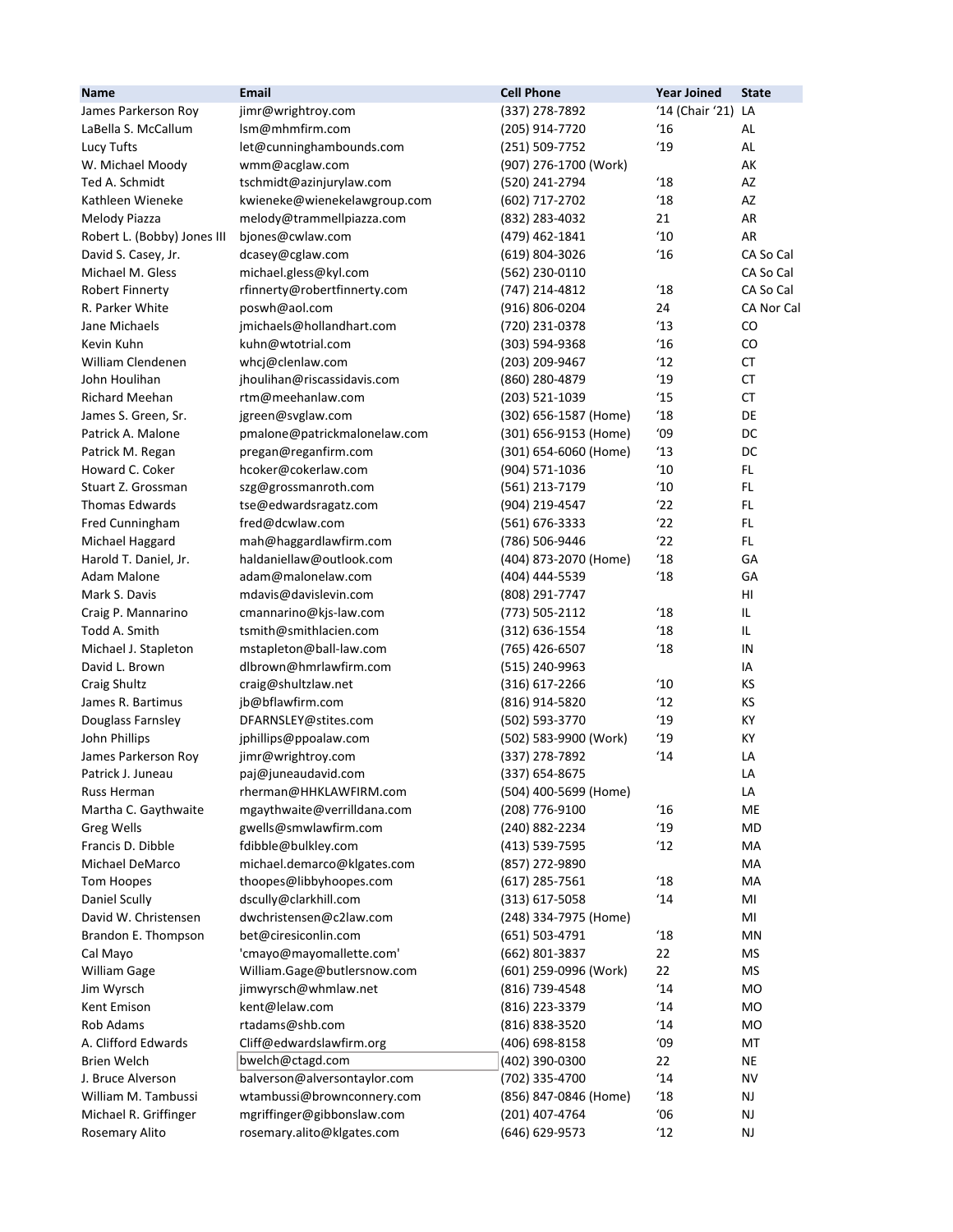| Name | Email | Cell Phone | Year Joined | State |
|---|---|---|---|---|
| James Parkerson Roy | jimr@wrightroy.com | (337) 278-7892 | '14 (Chair '21) | LA |
| LaBella S. McCallum | lsm@mhmfirm.com | (205) 914-7720 | '16 | AL |
| Lucy Tufts | let@cunninghambounds.com | (251) 509-7752 | '19 | AL |
| W. Michael Moody | wmm@acglaw.com | (907) 276-1700 (Work) | | AK |
| Ted A. Schmidt | tschmidt@azinjurylaw.com | (520) 241-2794 | '18 | AZ |
| Kathleen Wieneke | kwieneke@wienekelawgroup.com | (602) 717-2702 | '18 | AZ |
| Melody Piazza | melody@trammellpiazza.com | (832) 283-4032 | 21 | AR |
| Robert L. (Bobby) Jones III | bjones@cwlaw.com | (479) 462-1841 | '10 | AR |
| David S. Casey, Jr. | dcasey@cglaw.com | (619) 804-3026 | '16 | CA So Cal |
| Michael M. Gless | michael.gless@kyl.com | (562) 230-0110 | | CA So Cal |
| Robert Finnerty | rfinnerty@robertfinnerty.com | (747) 214-4812 | '18 | CA So Cal |
| R. Parker White | poswh@aol.com | (916) 806-0204 | 24 | CA Nor Cal |
| Jane Michaels | jmichaels@hollandhart.com | (720) 231-0378 | '13 | CO |
| Kevin Kuhn | kuhn@wtotrial.com | (303) 594-9368 | '16 | CO |
| William Clendenen | whcj@clenlaw.com | (203) 209-9467 | '12 | CT |
| John Houlihan | jhoulihan@riscassidavis.com | (860) 280-4879 | '19 | CT |
| Richard Meehan | rtm@meehanlaw.com | (203) 521-1039 | '15 | CT |
| James S. Green, Sr. | jgreen@svglaw.com | (302) 656-1587 (Home) | '18 | DE |
| Patrick A. Malone | pmalone@patrickmalonelaw.com | (301) 656-9153 (Home) | '09 | DC |
| Patrick M. Regan | pregan@reganfirm.com | (301) 654-6060 (Home) | '13 | DC |
| Howard C. Coker | hcoker@cokerlaw.com | (904) 571-1036 | '10 | FL |
| Stuart Z. Grossman | szg@grossmanroth.com | (561) 213-7179 | '10 | FL |
| Thomas Edwards | tse@edwardsragatz.com | (904) 219-4547 | '22 | FL |
| Fred Cunningham | fred@dcwlaw.com | (561) 676-3333 | '22 | FL |
| Michael Haggard | mah@haggardlawfirm.com | (786) 506-9446 | '22 | FL |
| Harold T. Daniel, Jr. | haldaniellaw@outlook.com | (404) 873-2070 (Home) | '18 | GA |
| Adam Malone | adam@malonelaw.com | (404) 444-5539 | '18 | GA |
| Mark S. Davis | mdavis@davislevin.com | (808) 291-7747 | | HI |
| Craig P. Mannarino | cmannarino@kjs-law.com | (773) 505-2112 | '18 | IL |
| Todd A. Smith | tsmith@smithlacien.com | (312) 636-1554 | '18 | IL |
| Michael J. Stapleton | mstapleton@ball-law.com | (765) 426-6507 | '18 | IN |
| David L. Brown | dlbrown@hmrlawfirm.com | (515) 240-9963 | | IA |
| Craig Shultz | craig@shultzlaw.net | (316) 617-2266 | '10 | KS |
| James R. Bartimus | jb@bflawfirm.com | (816) 914-5820 | '12 | KS |
| Douglass Farnsley | DFARNSLEY@stites.com | (502) 593-3770 | '19 | KY |
| John Phillips | jphillips@ppoalaw.com | (502) 583-9900 (Work) | '19 | KY |
| James Parkerson Roy | jimr@wrightroy.com | (337) 278-7892 | '14 | LA |
| Patrick J. Juneau | paj@juneaudavid.com | (337) 654-8675 | | LA |
| Russ Herman | rherman@HHKLAWFIRM.com | (504) 400-5699 (Home) | | LA |
| Martha C. Gaythwaite | mgaythwaite@verrilldana.com | (208) 776-9100 | '16 | ME |
| Greg Wells | gwells@smwlawfirm.com | (240) 882-2234 | '19 | MD |
| Francis D. Dibble | fdibble@bulkley.com | (413) 539-7595 | '12 | MA |
| Michael DeMarco | michael.demarco@klgates.com | (857) 272-9890 | | MA |
| Tom Hoopes | thoopes@libbyhoopes.com | (617) 285-7561 | '18 | MA |
| Daniel Scully | dscully@clarkhill.com | (313) 617-5058 | '14 | MI |
| David W. Christensen | dwchristensen@c2law.com | (248) 334-7975 (Home) | | MI |
| Brandon E. Thompson | bet@ciresiconlin.com | (651) 503-4791 | '18 | MN |
| Cal Mayo | 'cmayo@mayomallette.com' | (662) 801-3837 | 22 | MS |
| William Gage | William.Gage@butlersnow.com | (601) 259-0996 (Work) | 22 | MS |
| Jim Wyrsch | jimwyrsch@whmlaw.net | (816) 739-4548 | '14 | MO |
| Kent Emison | kent@lelaw.com | (816) 223-3379 | '14 | MO |
| Rob Adams | rtadams@shb.com | (816) 838-3520 | '14 | MO |
| A. Clifford Edwards | Cliff@edwardslawfirm.org | (406) 698-8158 | '09 | MT |
| Brien Welch | bwelch@ctagd.com | (402) 390-0300 | 22 | NE |
| J. Bruce Alverson | balverson@alversontaylor.com | (702) 335-4700 | '14 | NV |
| William M. Tambussi | wtambussi@brownconnery.com | (856) 847-0846 (Home) | '18 | NJ |
| Michael R. Griffinger | mgriffinger@gibbonslaw.com | (201) 407-4764 | '06 | NJ |
| Rosemary Alito | rosemary.alito@klgates.com | (646) 629-9573 | '12 | NJ |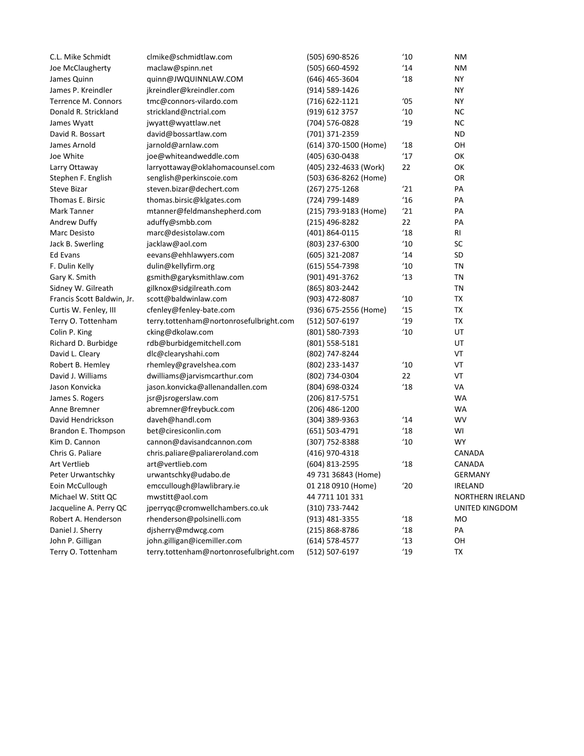| | | | | |
|---|---|---|---|---|
| C.L. Mike Schmidt | clmike@schmidtlaw.com | (505) 690-8526 | '10 | NM |
| Joe McClaugherty | maclaw@spinn.net | (505) 660-4592 | '14 | NM |
| James Quinn | quinn@JWQUINNLAW.COM | (646) 465-3604 | '18 | NY |
| James P. Kreindler | jkreindler@kreindler.com | (914) 589-1426 | | NY |
| Terrence M. Connors | tmc@connors-vilardo.com | (716) 622-1121 | '05 | NY |
| Donald R. Strickland | strickland@nctrial.com | (919) 612 3757 | '10 | NC |
| James Wyatt | jwyatt@wyattlaw.net | (704) 576-0828 | '19 | NC |
| David R. Bossart | david@bossartlaw.com | (701) 371-2359 | | ND |
| James Arnold | jarnold@arnlaw.com | (614) 370-1500 (Home) | '18 | OH |
| Joe White | joe@whiteandweddle.com | (405) 630-0438 | '17 | OK |
| Larry Ottaway | larryottaway@oklahomacounsel.com | (405) 232-4633 (Work) | 22 | OK |
| Stephen F. English | senglish@perkinscoie.com | (503) 636-8262 (Home) | | OR |
| Steve Bizar | steven.bizar@dechert.com | (267) 275-1268 | '21 | PA |
| Thomas E. Birsic | thomas.birsic@klgates.com | (724) 799-1489 | '16 | PA |
| Mark Tanner | mtanner@feldmanshepherd.com | (215) 793-9183 (Home) | '21 | PA |
| Andrew Duffy | aduffy@smbb.com | (215) 496-8282 | 22 | PA |
| Marc Desisto | marc@desistolaw.com | (401) 864-0115 | '18 | RI |
| Jack B. Swerling | jacklaw@aol.com | (803) 237-6300 | '10 | SC |
| Ed Evans | eevans@ehhlawyers.com | (605) 321-2087 | '14 | SD |
| F. Dulin Kelly | dulin@kellyfirm.org | (615) 554-7398 | '10 | TN |
| Gary K. Smith | gsmith@garyksmithlaw.com | (901) 491-3762 | '13 | TN |
| Sidney W. Gilreath | gilknox@sidgilreath.com | (865) 803-2442 | | TN |
| Francis Scott Baldwin, Jr. | scott@baldwinlaw.com | (903) 472-8087 | '10 | TX |
| Curtis W. Fenley, III | cfenley@fenley-bate.com | (936) 675-2556 (Home) | '15 | TX |
| Terry O. Tottenham | terry.tottenham@nortonrosefulbright.com | (512) 507-6197 | '19 | TX |
| Colin P. King | cking@dkolaw.com | (801) 580-7393 | '10 | UT |
| Richard D. Burbidge | rdb@burbidgemitchell.com | (801) 558-5181 | | UT |
| David L. Cleary | dlc@clearyshahi.com | (802) 747-8244 | | VT |
| Robert B. Hemley | rhemley@gravelshea.com | (802) 233-1437 | '10 | VT |
| David J. Williams | dwilliams@jarvismcarthur.com | (802) 734-0304 | 22 | VT |
| Jason Konvicka | jason.konvicka@allenandallen.com | (804) 698-0324 | '18 | VA |
| James S. Rogers | jsr@jsrogerslaw.com | (206) 817-5751 | | WA |
| Anne Bremner | abremner@freybuck.com | (206) 486-1200 | | WA |
| David Hendrickson | daveh@handl.com | (304) 389-9363 | '14 | WV |
| Brandon E. Thompson | bet@ciresiconlin.com | (651) 503-4791 | '18 | WI |
| Kim D. Cannon | cannon@davisandcannon.com | (307) 752-8388 | '10 | WY |
| Chris G. Paliare | chris.paliare@paliareroland.com | (416) 970-4318 | | CANADA |
| Art Vertlieb | art@vertlieb.com | (604) 813-2595 | '18 | CANADA |
| Peter Urwantschky | urwantschky@udabo.de | 49 731 36843 (Home) | | GERMANY |
| Eoin McCullough | emccullough@lawlibrary.ie | 01 218 0910 (Home) | '20 | IRELAND |
| Michael W. Stitt QC | mwstitt@aol.com | 44 7711 101 331 | | NORTHERN IRELAND |
| Jacqueline A. Perry QC | jperryqc@cromwellchambers.co.uk | (310) 733-7442 | | UNITED KINGDOM |
| Robert A. Henderson | rhenderson@polsinelli.com | (913) 481-3355 | '18 | MO |
| Daniel J. Sherry | djsherry@mdwcg.com | (215) 868-8786 | '18 | PA |
| John P. Gilligan | john.gilligan@icemiller.com | (614) 578-4577 | '13 | OH |
| Terry O. Tottenham | terry.tottenham@nortonrosefulbright.com | (512) 507-6197 | '19 | TX |